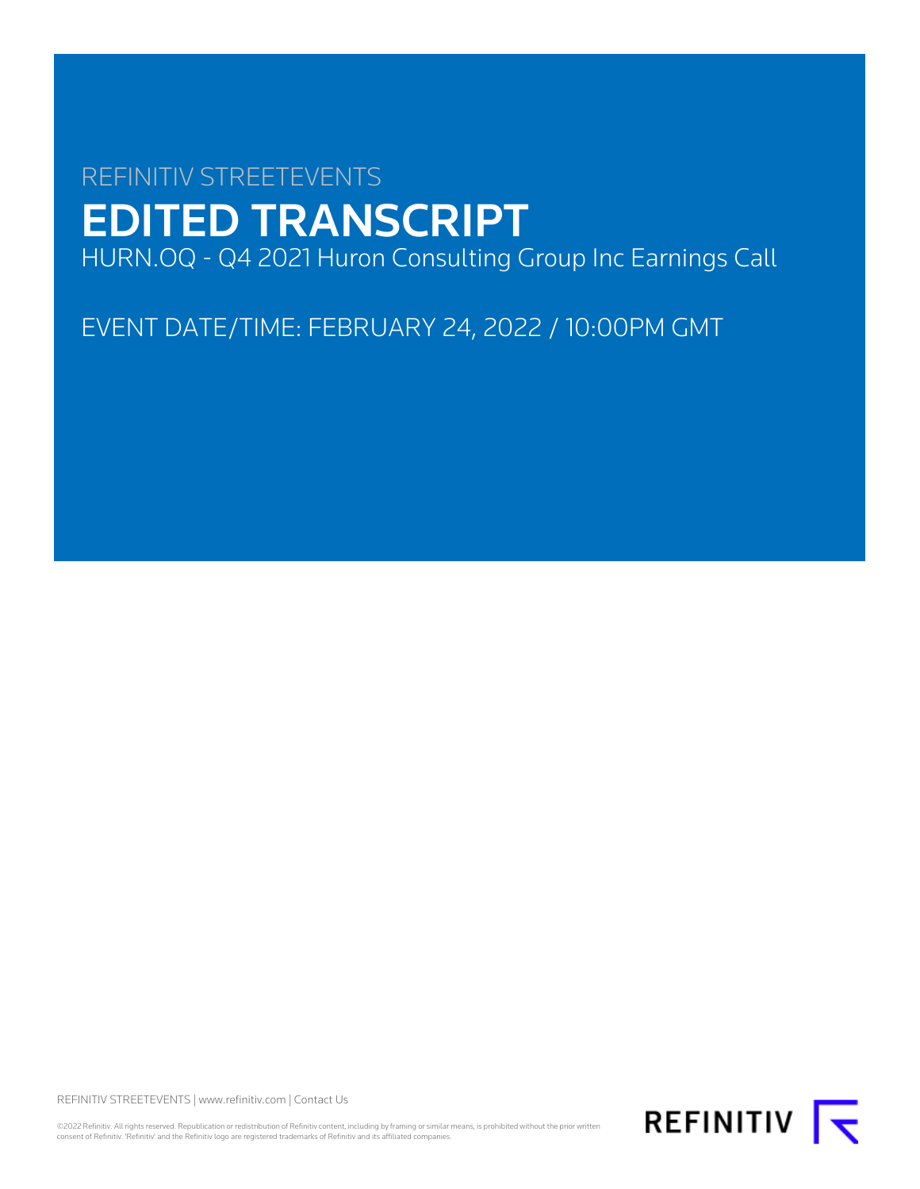REFINITIV STREETEVENTS

# EDITED TRANSCRIPT

HURN.OQ - Q4 2021 Huron Consulting Group Inc Earnings Call

EVENT DATE/TIME: FEBRUARY 24, 2022 / 10:00PM GMT

REFINITIV STREETEVENTS | www.refinitiv.com | Contact Us

©2022 Refinitiv. All rights reserved. Republication or redistribution of Refinitiv content, including by framing or similar means, is prohibited without the prior written consent of Refinitiv. 'Refinitiv' and the Refinitiv logo are registered trademarks of Refinitiv and its affiliated companies.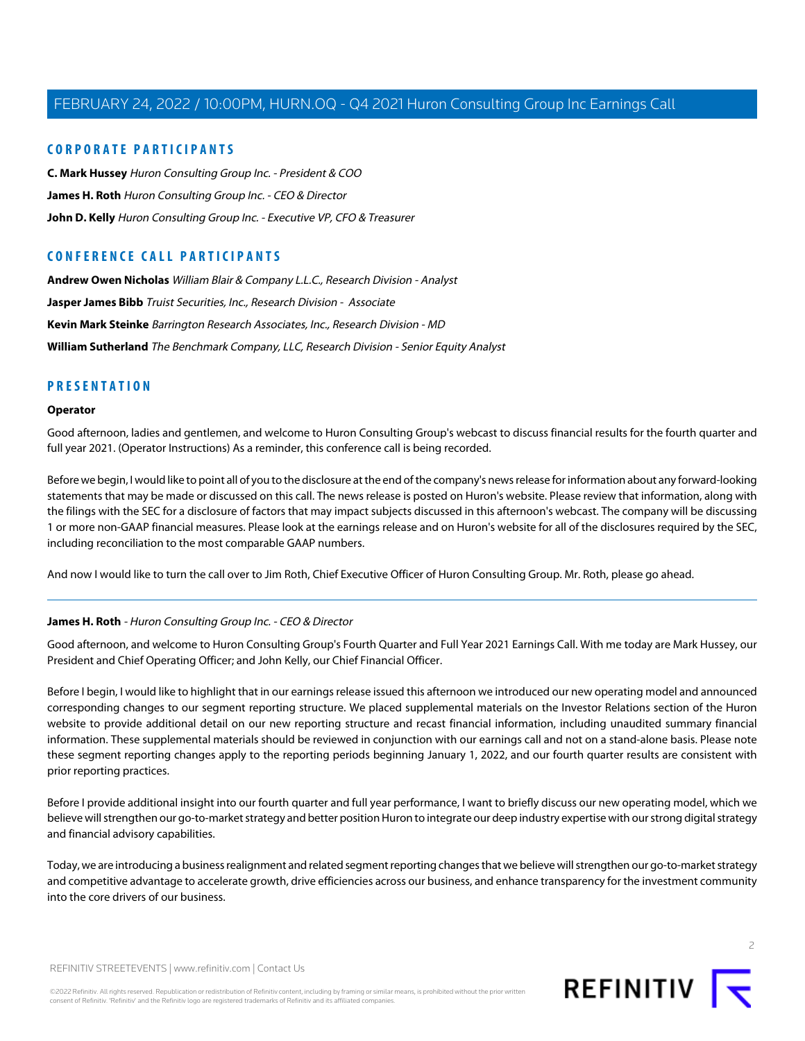## CORPORATE PARTICIPANTS

**C. Mark Hussey** *Huron Consulting Group Inc. - President & COO*

**James H. Roth** *Huron Consulting Group Inc. - CEO & Director*

**John D. Kelly** *Huron Consulting Group Inc. - Executive VP, CFO & Treasurer*

## CONFERENCE CALL PARTICIPANTS

**Andrew Owen Nicholas** *William Blair & Company L.L.C., Research Division - Analyst*

**Jasper James Bibb** *Truist Securities, Inc., Research Division - Associate*

**Kevin Mark Steinke** *Barrington Research Associates, Inc., Research Division - MD*

**William Sutherland** *The Benchmark Company, LLC, Research Division - Senior Equity Analyst*

## PRESENTATION

### Operator

Good afternoon, ladies and gentlemen, and welcome to Huron Consulting Group's webcast to discuss financial results for the fourth quarter and full year 2021. (Operator Instructions) As a reminder, this conference call is being recorded.

Before we begin, I would like to point all of you to the disclosure at the end of the company's news release for information about any forward-looking statements that may be made or discussed on this call. The news release is posted on Huron's website. Please review that information, along with the filings with the SEC for a disclosure of factors that may impact subjects discussed in this afternoon's webcast. The company will be discussing 1 or more non-GAAP financial measures. Please look at the earnings release and on Huron's website for all of the disclosures required by the SEC, including reconciliation to the most comparable GAAP numbers.

And now I would like to turn the call over to Jim Roth, Chief Executive Officer of Huron Consulting Group. Mr. Roth, please go ahead.

---

### James H. Roth - *Huron Consulting Group Inc. - CEO & Director*

Good afternoon, and welcome to Huron Consulting Group's Fourth Quarter and Full Year 2021 Earnings Call. With me today are Mark Hussey, our President and Chief Operating Officer; and John Kelly, our Chief Financial Officer.

Before I begin, I would like to highlight that in our earnings release issued this afternoon we introduced our new operating model and announced corresponding changes to our segment reporting structure. We placed supplemental materials on the Investor Relations section of the Huron website to provide additional detail on our new reporting structure and recast financial information, including unaudited summary financial information. These supplemental materials should be reviewed in conjunction with our earnings call and not on a stand-alone basis. Please note these segment reporting changes apply to the reporting periods beginning January 1, 2022, and our fourth quarter results are consistent with prior reporting practices.

Before I provide additional insight into our fourth quarter and full year performance, I want to briefly discuss our new operating model, which we believe will strengthen our go-to-market strategy and better position Huron to integrate our deep industry expertise with our strong digital strategy and financial advisory capabilities.

Today, we are introducing a business realignment and related segment reporting changes that we believe will strengthen our go-to-market strategy and competitive advantage to accelerate growth, drive efficiencies across our business, and enhance transparency for the investment community into the core drivers of our business.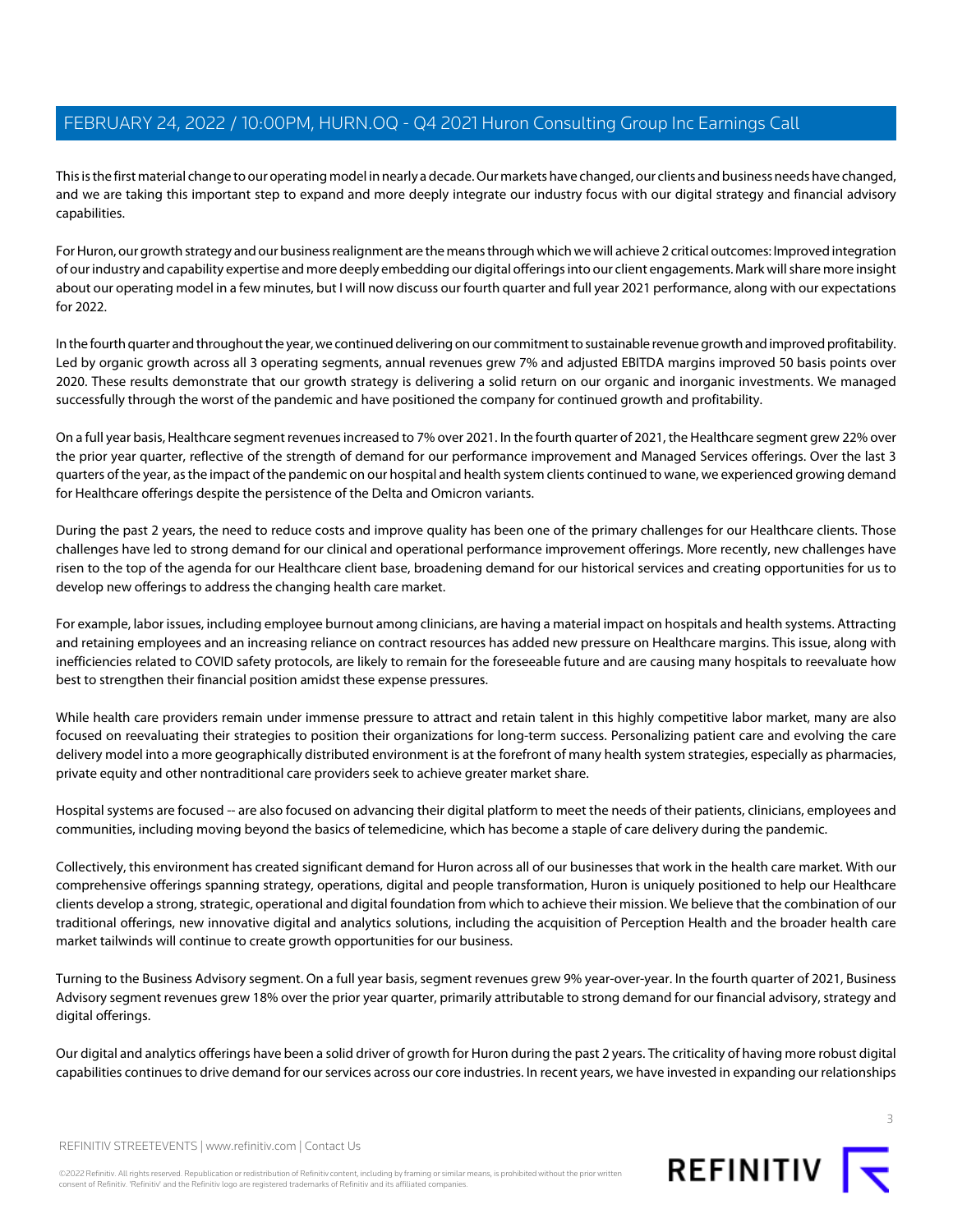This is the first material change to our operating model in nearly a decade. Our markets have changed, our clients and business needs have changed, and we are taking this important step to expand and more deeply integrate our industry focus with our digital strategy and financial advisory capabilities.

For Huron, our growth strategy and our business realignment are the means through which we will achieve 2 critical outcomes: Improved integration of our industry and capability expertise and more deeply embedding our digital offerings into our client engagements. Mark will share more insight about our operating model in a few minutes, but I will now discuss our fourth quarter and full year 2021 performance, along with our expectations for 2022.

In the fourth quarter and throughout the year, we continued delivering on our commitment to sustainable revenue growth and improved profitability. Led by organic growth across all 3 operating segments, annual revenues grew 7% and adjusted EBITDA margins improved 50 basis points over 2020. These results demonstrate that our growth strategy is delivering a solid return on our organic and inorganic investments. We managed successfully through the worst of the pandemic and have positioned the company for continued growth and profitability.

On a full year basis, Healthcare segment revenues increased to 7% over 2021. In the fourth quarter of 2021, the Healthcare segment grew 22% over the prior year quarter, reflective of the strength of demand for our performance improvement and Managed Services offerings. Over the last 3 quarters of the year, as the impact of the pandemic on our hospital and health system clients continued to wane, we experienced growing demand for Healthcare offerings despite the persistence of the Delta and Omicron variants.

During the past 2 years, the need to reduce costs and improve quality has been one of the primary challenges for our Healthcare clients. Those challenges have led to strong demand for our clinical and operational performance improvement offerings. More recently, new challenges have risen to the top of the agenda for our Healthcare client base, broadening demand for our historical services and creating opportunities for us to develop new offerings to address the changing health care market.

For example, labor issues, including employee burnout among clinicians, are having a material impact on hospitals and health systems. Attracting and retaining employees and an increasing reliance on contract resources has added new pressure on Healthcare margins. This issue, along with inefficiencies related to COVID safety protocols, are likely to remain for the foreseeable future and are causing many hospitals to reevaluate how best to strengthen their financial position amidst these expense pressures.

While health care providers remain under immense pressure to attract and retain talent in this highly competitive labor market, many are also focused on reevaluating their strategies to position their organizations for long-term success. Personalizing patient care and evolving the care delivery model into a more geographically distributed environment is at the forefront of many health system strategies, especially as pharmacies, private equity and other nontraditional care providers seek to achieve greater market share.

Hospital systems are focused -- are also focused on advancing their digital platform to meet the needs of their patients, clinicians, employees and communities, including moving beyond the basics of telemedicine, which has become a staple of care delivery during the pandemic.

Collectively, this environment has created significant demand for Huron across all of our businesses that work in the health care market. With our comprehensive offerings spanning strategy, operations, digital and people transformation, Huron is uniquely positioned to help our Healthcare clients develop a strong, strategic, operational and digital foundation from which to achieve their mission. We believe that the combination of our traditional offerings, new innovative digital and analytics solutions, including the acquisition of Perception Health and the broader health care market tailwinds will continue to create growth opportunities for our business.

Turning to the Business Advisory segment. On a full year basis, segment revenues grew 9% year-over-year. In the fourth quarter of 2021, Business Advisory segment revenues grew 18% over the prior year quarter, primarily attributable to strong demand for our financial advisory, strategy and digital offerings.

Our digital and analytics offerings have been a solid driver of growth for Huron during the past 2 years. The criticality of having more robust digital capabilities continues to drive demand for our services across our core industries. In recent years, we have invested in expanding our relationships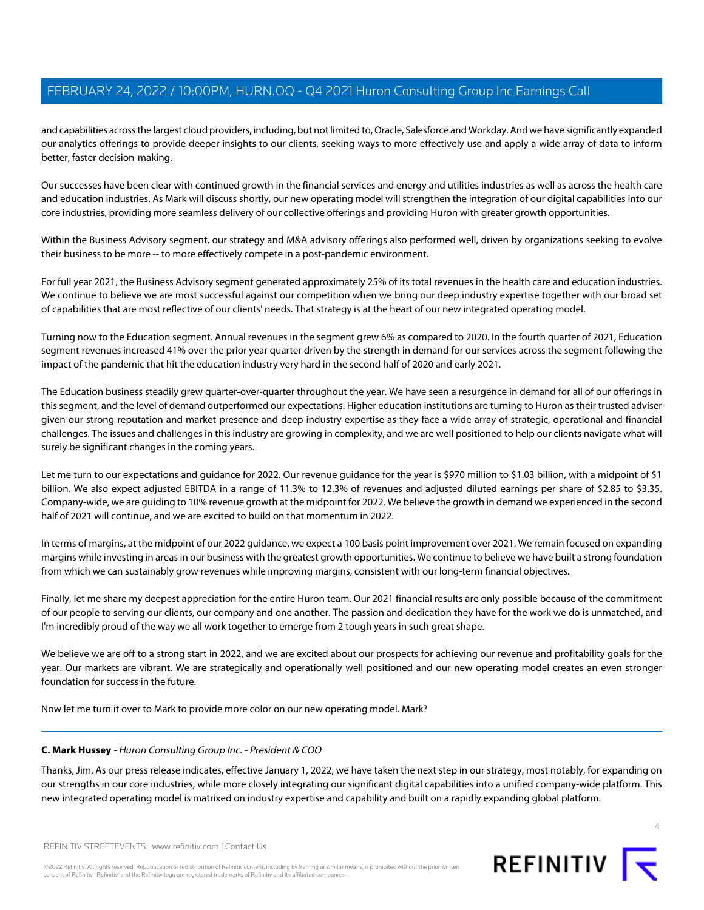and capabilities across the largest cloud providers, including, but not limited to, Oracle, Salesforce and Workday. And we have significantly expanded our analytics offerings to provide deeper insights to our clients, seeking ways to more effectively use and apply a wide array of data to inform better, faster decision-making.

Our successes have been clear with continued growth in the financial services and energy and utilities industries as well as across the health care and education industries. As Mark will discuss shortly, our new operating model will strengthen the integration of our digital capabilities into our core industries, providing more seamless delivery of our collective offerings and providing Huron with greater growth opportunities.

Within the Business Advisory segment, our strategy and M&A advisory offerings also performed well, driven by organizations seeking to evolve their business to be more -- to more effectively compete in a post-pandemic environment.

For full year 2021, the Business Advisory segment generated approximately 25% of its total revenues in the health care and education industries. We continue to believe we are most successful against our competition when we bring our deep industry expertise together with our broad set of capabilities that are most reflective of our clients' needs. That strategy is at the heart of our new integrated operating model.

Turning now to the Education segment. Annual revenues in the segment grew 6% as compared to 2020. In the fourth quarter of 2021, Education segment revenues increased 41% over the prior year quarter driven by the strength in demand for our services across the segment following the impact of the pandemic that hit the education industry very hard in the second half of 2020 and early 2021.

The Education business steadily grew quarter-over-quarter throughout the year. We have seen a resurgence in demand for all of our offerings in this segment, and the level of demand outperformed our expectations. Higher education institutions are turning to Huron as their trusted adviser given our strong reputation and market presence and deep industry expertise as they face a wide array of strategic, operational and financial challenges. The issues and challenges in this industry are growing in complexity, and we are well positioned to help our clients navigate what will surely be significant changes in the coming years.

Let me turn to our expectations and guidance for 2022. Our revenue guidance for the year is $970 million to $1.03 billion, with a midpoint of $1 billion. We also expect adjusted EBITDA in a range of 11.3% to 12.3% of revenues and adjusted diluted earnings per share of $2.85 to $3.35. Company-wide, we are guiding to 10% revenue growth at the midpoint for 2022. We believe the growth in demand we experienced in the second half of 2021 will continue, and we are excited to build on that momentum in 2022.

In terms of margins, at the midpoint of our 2022 guidance, we expect a 100 basis point improvement over 2021. We remain focused on expanding margins while investing in areas in our business with the greatest growth opportunities. We continue to believe we have built a strong foundation from which we can sustainably grow revenues while improving margins, consistent with our long-term financial objectives.

Finally, let me share my deepest appreciation for the entire Huron team. Our 2021 financial results are only possible because of the commitment of our people to serving our clients, our company and one another. The passion and dedication they have for the work we do is unmatched, and I'm incredibly proud of the way we all work together to emerge from 2 tough years in such great shape.

We believe we are off to a strong start in 2022, and we are excited about our prospects for achieving our revenue and profitability goals for the year. Our markets are vibrant. We are strategically and operationally well positioned and our new operating model creates an even stronger foundation for success in the future.

Now let me turn it over to Mark to provide more color on our new operating model. Mark?

---

**C. Mark Hussey** - *Huron Consulting Group Inc. - President & COO*

Thanks, Jim. As our press release indicates, effective January 1, 2022, we have taken the next step in our strategy, most notably, for expanding on our strengths in our core industries, while more closely integrating our significant digital capabilities into a unified company-wide platform. This new integrated operating model is matrixed on industry expertise and capability and built on a rapidly expanding global platform.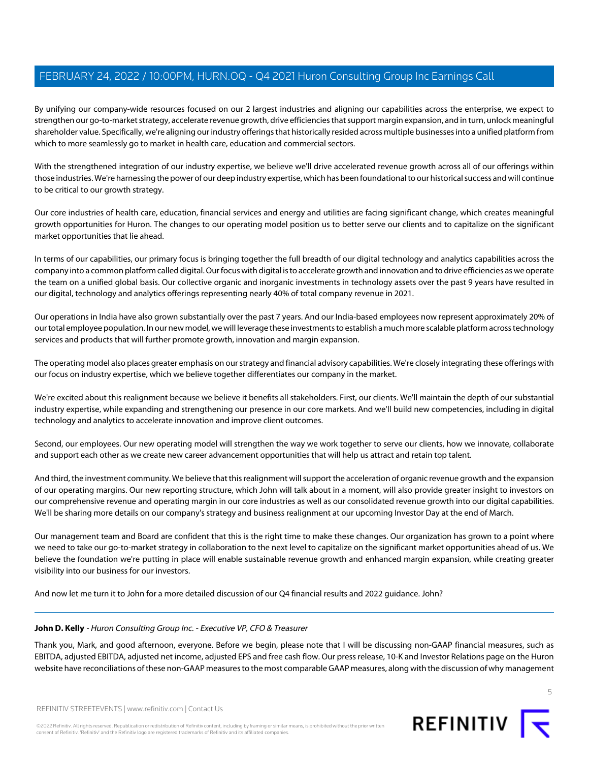By unifying our company-wide resources focused on our 2 largest industries and aligning our capabilities across the enterprise, we expect to strengthen our go-to-market strategy, accelerate revenue growth, drive efficiencies that support margin expansion, and in turn, unlock meaningful shareholder value. Specifically, we're aligning our industry offerings that historically resided across multiple businesses into a unified platform from which to more seamlessly go to market in health care, education and commercial sectors.

With the strengthened integration of our industry expertise, we believe we'll drive accelerated revenue growth across all of our offerings within those industries. We're harnessing the power of our deep industry expertise, which has been foundational to our historical success and will continue to be critical to our growth strategy.

Our core industries of health care, education, financial services and energy and utilities are facing significant change, which creates meaningful growth opportunities for Huron. The changes to our operating model position us to better serve our clients and to capitalize on the significant market opportunities that lie ahead.

In terms of our capabilities, our primary focus is bringing together the full breadth of our digital technology and analytics capabilities across the company into a common platform called digital. Our focus with digital is to accelerate growth and innovation and to drive efficiencies as we operate the team on a unified global basis. Our collective organic and inorganic investments in technology assets over the past 9 years have resulted in our digital, technology and analytics offerings representing nearly 40% of total company revenue in 2021.

Our operations in India have also grown substantially over the past 7 years. And our India-based employees now represent approximately 20% of our total employee population. In our new model, we will leverage these investments to establish a much more scalable platform across technology services and products that will further promote growth, innovation and margin expansion.

The operating model also places greater emphasis on our strategy and financial advisory capabilities. We're closely integrating these offerings with our focus on industry expertise, which we believe together differentiates our company in the market.

We're excited about this realignment because we believe it benefits all stakeholders. First, our clients. We'll maintain the depth of our substantial industry expertise, while expanding and strengthening our presence in our core markets. And we'll build new competencies, including in digital technology and analytics to accelerate innovation and improve client outcomes.

Second, our employees. Our new operating model will strengthen the way we work together to serve our clients, how we innovate, collaborate and support each other as we create new career advancement opportunities that will help us attract and retain top talent.

And third, the investment community. We believe that this realignment will support the acceleration of organic revenue growth and the expansion of our operating margins. Our new reporting structure, which John will talk about in a moment, will also provide greater insight to investors on our comprehensive revenue and operating margin in our core industries as well as our consolidated revenue growth into our digital capabilities. We'll be sharing more details on our company's strategy and business realignment at our upcoming Investor Day at the end of March.

Our management team and Board are confident that this is the right time to make these changes. Our organization has grown to a point where we need to take our go-to-market strategy in collaboration to the next level to capitalize on the significant market opportunities ahead of us. We believe the foundation we're putting in place will enable sustainable revenue growth and enhanced margin expansion, while creating greater visibility into our business for our investors.

And now let me turn it to John for a more detailed discussion of our Q4 financial results and 2022 guidance. John?

---

**John D. Kelly** - *Huron Consulting Group Inc. - Executive VP, CFO & Treasurer*

Thank you, Mark, and good afternoon, everyone. Before we begin, please note that I will be discussing non-GAAP financial measures, such as EBITDA, adjusted EBITDA, adjusted net income, adjusted EPS and free cash flow. Our press release, 10-K and Investor Relations page on the Huron website have reconciliations of these non-GAAP measures to the most comparable GAAP measures, along with the discussion of why management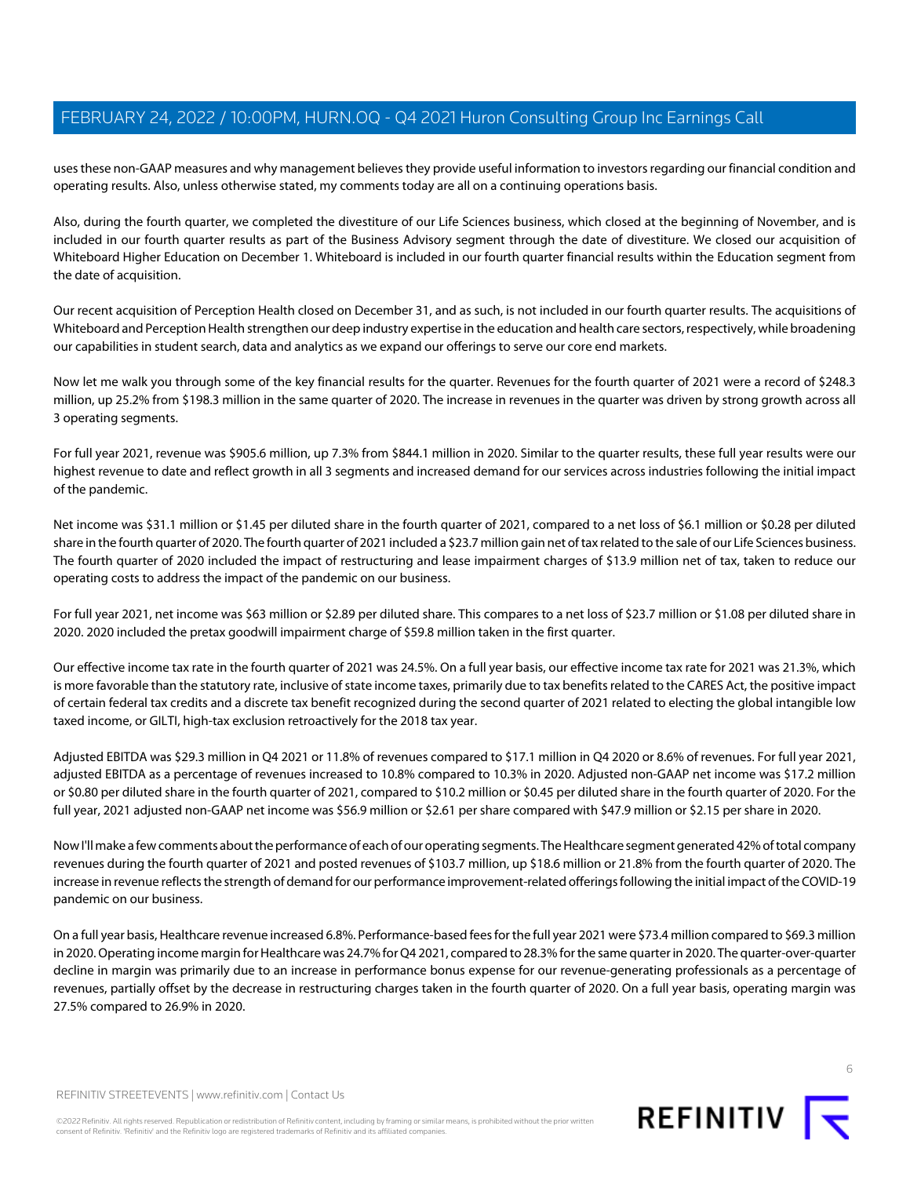uses these non-GAAP measures and why management believes they provide useful information to investors regarding our financial condition and operating results. Also, unless otherwise stated, my comments today are all on a continuing operations basis.

Also, during the fourth quarter, we completed the divestiture of our Life Sciences business, which closed at the beginning of November, and is included in our fourth quarter results as part of the Business Advisory segment through the date of divestiture. We closed our acquisition of Whiteboard Higher Education on December 1. Whiteboard is included in our fourth quarter financial results within the Education segment from the date of acquisition.

Our recent acquisition of Perception Health closed on December 31, and as such, is not included in our fourth quarter results. The acquisitions of Whiteboard and Perception Health strengthen our deep industry expertise in the education and health care sectors, respectively, while broadening our capabilities in student search, data and analytics as we expand our offerings to serve our core end markets.

Now let me walk you through some of the key financial results for the quarter. Revenues for the fourth quarter of 2021 were a record of $248.3 million, up 25.2% from $198.3 million in the same quarter of 2020. The increase in revenues in the quarter was driven by strong growth across all 3 operating segments.

For full year 2021, revenue was $905.6 million, up 7.3% from $844.1 million in 2020. Similar to the quarter results, these full year results were our highest revenue to date and reflect growth in all 3 segments and increased demand for our services across industries following the initial impact of the pandemic.

Net income was $31.1 million or $1.45 per diluted share in the fourth quarter of 2021, compared to a net loss of $6.1 million or $0.28 per diluted share in the fourth quarter of 2020. The fourth quarter of 2021 included a $23.7 million gain net of tax related to the sale of our Life Sciences business. The fourth quarter of 2020 included the impact of restructuring and lease impairment charges of $13.9 million net of tax, taken to reduce our operating costs to address the impact of the pandemic on our business.

For full year 2021, net income was $63 million or $2.89 per diluted share. This compares to a net loss of $23.7 million or $1.08 per diluted share in 2020. 2020 included the pretax goodwill impairment charge of $59.8 million taken in the first quarter.

Our effective income tax rate in the fourth quarter of 2021 was 24.5%. On a full year basis, our effective income tax rate for 2021 was 21.3%, which is more favorable than the statutory rate, inclusive of state income taxes, primarily due to tax benefits related to the CARES Act, the positive impact of certain federal tax credits and a discrete tax benefit recognized during the second quarter of 2021 related to electing the global intangible low taxed income, or GILTI, high-tax exclusion retroactively for the 2018 tax year.

Adjusted EBITDA was $29.3 million in Q4 2021 or 11.8% of revenues compared to $17.1 million in Q4 2020 or 8.6% of revenues. For full year 2021, adjusted EBITDA as a percentage of revenues increased to 10.8% compared to 10.3% in 2020. Adjusted non-GAAP net income was $17.2 million or $0.80 per diluted share in the fourth quarter of 2021, compared to $10.2 million or $0.45 per diluted share in the fourth quarter of 2020. For the full year, 2021 adjusted non-GAAP net income was $56.9 million or $2.61 per share compared with $47.9 million or $2.15 per share in 2020.

Now I'll make a few comments about the performance of each of our operating segments. The Healthcare segment generated 42% of total company revenues during the fourth quarter of 2021 and posted revenues of $103.7 million, up $18.6 million or 21.8% from the fourth quarter of 2020. The increase in revenue reflects the strength of demand for our performance improvement-related offerings following the initial impact of the COVID-19 pandemic on our business.

On a full year basis, Healthcare revenue increased 6.8%. Performance-based fees for the full year 2021 were $73.4 million compared to $69.3 million in 2020. Operating income margin for Healthcare was 24.7% for Q4 2021, compared to 28.3% for the same quarter in 2020. The quarter-over-quarter decline in margin was primarily due to an increase in performance bonus expense for our revenue-generating professionals as a percentage of revenues, partially offset by the decrease in restructuring charges taken in the fourth quarter of 2020. On a full year basis, operating margin was 27.5% compared to 26.9% in 2020.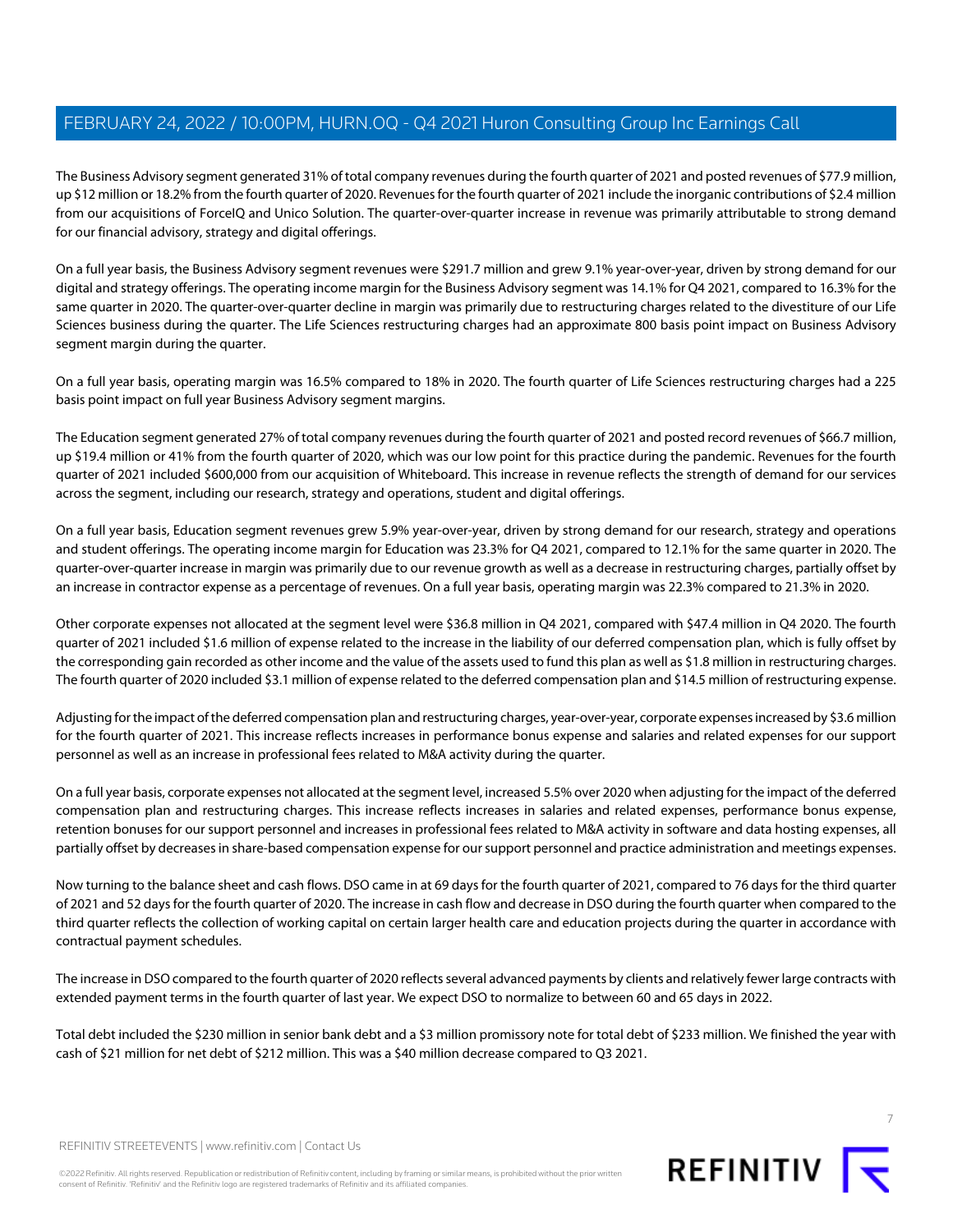The Business Advisory segment generated 31% of total company revenues during the fourth quarter of 2021 and posted revenues of $77.9 million, up $12 million or 18.2% from the fourth quarter of 2020. Revenues for the fourth quarter of 2021 include the inorganic contributions of $2.4 million from our acquisitions of ForceIQ and Unico Solution. The quarter-over-quarter increase in revenue was primarily attributable to strong demand for our financial advisory, strategy and digital offerings.

On a full year basis, the Business Advisory segment revenues were $291.7 million and grew 9.1% year-over-year, driven by strong demand for our digital and strategy offerings. The operating income margin for the Business Advisory segment was 14.1% for Q4 2021, compared to 16.3% for the same quarter in 2020. The quarter-over-quarter decline in margin was primarily due to restructuring charges related to the divestiture of our Life Sciences business during the quarter. The Life Sciences restructuring charges had an approximate 800 basis point impact on Business Advisory segment margin during the quarter.

On a full year basis, operating margin was 16.5% compared to 18% in 2020. The fourth quarter of Life Sciences restructuring charges had a 225 basis point impact on full year Business Advisory segment margins.

The Education segment generated 27% of total company revenues during the fourth quarter of 2021 and posted record revenues of $66.7 million, up $19.4 million or 41% from the fourth quarter of 2020, which was our low point for this practice during the pandemic. Revenues for the fourth quarter of 2021 included $600,000 from our acquisition of Whiteboard. This increase in revenue reflects the strength of demand for our services across the segment, including our research, strategy and operations, student and digital offerings.

On a full year basis, Education segment revenues grew 5.9% year-over-year, driven by strong demand for our research, strategy and operations and student offerings. The operating income margin for Education was 23.3% for Q4 2021, compared to 12.1% for the same quarter in 2020. The quarter-over-quarter increase in margin was primarily due to our revenue growth as well as a decrease in restructuring charges, partially offset by an increase in contractor expense as a percentage of revenues. On a full year basis, operating margin was 22.3% compared to 21.3% in 2020.

Other corporate expenses not allocated at the segment level were $36.8 million in Q4 2021, compared with $47.4 million in Q4 2020. The fourth quarter of 2021 included $1.6 million of expense related to the increase in the liability of our deferred compensation plan, which is fully offset by the corresponding gain recorded as other income and the value of the assets used to fund this plan as well as $1.8 million in restructuring charges. The fourth quarter of 2020 included $3.1 million of expense related to the deferred compensation plan and $14.5 million of restructuring expense.

Adjusting for the impact of the deferred compensation plan and restructuring charges, year-over-year, corporate expenses increased by $3.6 million for the fourth quarter of 2021. This increase reflects increases in performance bonus expense and salaries and related expenses for our support personnel as well as an increase in professional fees related to M&A activity during the quarter.

On a full year basis, corporate expenses not allocated at the segment level, increased 5.5% over 2020 when adjusting for the impact of the deferred compensation plan and restructuring charges. This increase reflects increases in salaries and related expenses, performance bonus expense, retention bonuses for our support personnel and increases in professional fees related to M&A activity in software and data hosting expenses, all partially offset by decreases in share-based compensation expense for our support personnel and practice administration and meetings expenses.

Now turning to the balance sheet and cash flows. DSO came in at 69 days for the fourth quarter of 2021, compared to 76 days for the third quarter of 2021 and 52 days for the fourth quarter of 2020. The increase in cash flow and decrease in DSO during the fourth quarter when compared to the third quarter reflects the collection of working capital on certain larger health care and education projects during the quarter in accordance with contractual payment schedules.

The increase in DSO compared to the fourth quarter of 2020 reflects several advanced payments by clients and relatively fewer large contracts with extended payment terms in the fourth quarter of last year. We expect DSO to normalize to between 60 and 65 days in 2022.

Total debt included the $230 million in senior bank debt and a $3 million promissory note for total debt of $233 million. We finished the year with cash of $21 million for net debt of $212 million. This was a $40 million decrease compared to Q3 2021.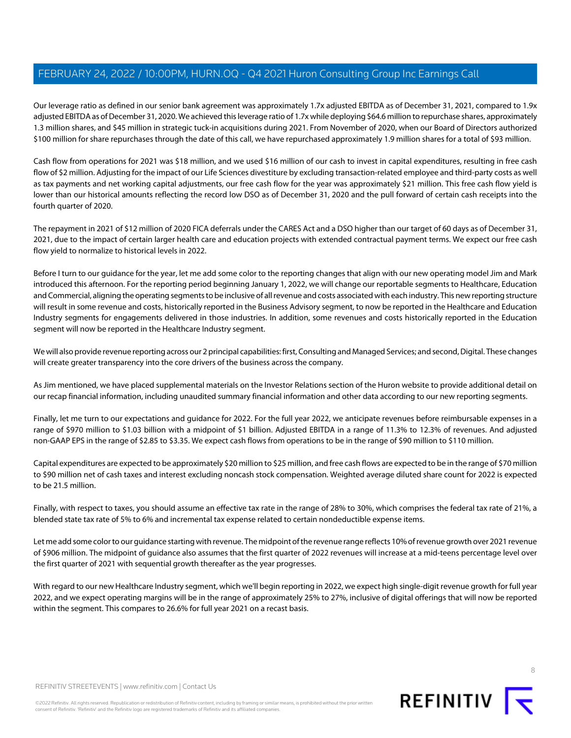Our leverage ratio as defined in our senior bank agreement was approximately 1.7x adjusted EBITDA as of December 31, 2021, compared to 1.9x adjusted EBITDA as of December 31, 2020. We achieved this leverage ratio of 1.7x while deploying $64.6 million to repurchase shares, approximately 1.3 million shares, and $45 million in strategic tuck-in acquisitions during 2021. From November of 2020, when our Board of Directors authorized $100 million for share repurchases through the date of this call, we have repurchased approximately 1.9 million shares for a total of $93 million.

Cash flow from operations for 2021 was $18 million, and we used $16 million of our cash to invest in capital expenditures, resulting in free cash flow of $2 million. Adjusting for the impact of our Life Sciences divestiture by excluding transaction-related employee and third-party costs as well as tax payments and net working capital adjustments, our free cash flow for the year was approximately $21 million. This free cash flow yield is lower than our historical amounts reflecting the record low DSO as of December 31, 2020 and the pull forward of certain cash receipts into the fourth quarter of 2020.

The repayment in 2021 of $12 million of 2020 FICA deferrals under the CARES Act and a DSO higher than our target of 60 days as of December 31, 2021, due to the impact of certain larger health care and education projects with extended contractual payment terms. We expect our free cash flow yield to normalize to historical levels in 2022.

Before I turn to our guidance for the year, let me add some color to the reporting changes that align with our new operating model Jim and Mark introduced this afternoon. For the reporting period beginning January 1, 2022, we will change our reportable segments to Healthcare, Education and Commercial, aligning the operating segments to be inclusive of all revenue and costs associated with each industry. This new reporting structure will result in some revenue and costs, historically reported in the Business Advisory segment, to now be reported in the Healthcare and Education Industry segments for engagements delivered in those industries. In addition, some revenues and costs historically reported in the Education segment will now be reported in the Healthcare Industry segment.

We will also provide revenue reporting across our 2 principal capabilities: first, Consulting and Managed Services; and second, Digital. These changes will create greater transparency into the core drivers of the business across the company.

As Jim mentioned, we have placed supplemental materials on the Investor Relations section of the Huron website to provide additional detail on our recap financial information, including unaudited summary financial information and other data according to our new reporting segments.

Finally, let me turn to our expectations and guidance for 2022. For the full year 2022, we anticipate revenues before reimbursable expenses in a range of $970 million to $1.03 billion with a midpoint of $1 billion. Adjusted EBITDA in a range of 11.3% to 12.3% of revenues. And adjusted non-GAAP EPS in the range of $2.85 to $3.35. We expect cash flows from operations to be in the range of $90 million to $110 million.

Capital expenditures are expected to be approximately $20 million to $25 million, and free cash flows are expected to be in the range of $70 million to $90 million net of cash taxes and interest excluding noncash stock compensation. Weighted average diluted share count for 2022 is expected to be 21.5 million.

Finally, with respect to taxes, you should assume an effective tax rate in the range of 28% to 30%, which comprises the federal tax rate of 21%, a blended state tax rate of 5% to 6% and incremental tax expense related to certain nondeductible expense items.

Let me add some color to our guidance starting with revenue. The midpoint of the revenue range reflects 10% of revenue growth over 2021 revenue of $906 million. The midpoint of guidance also assumes that the first quarter of 2022 revenues will increase at a mid-teens percentage level over the first quarter of 2021 with sequential growth thereafter as the year progresses.

With regard to our new Healthcare Industry segment, which we'll begin reporting in 2022, we expect high single-digit revenue growth for full year 2022, and we expect operating margins will be in the range of approximately 25% to 27%, inclusive of digital offerings that will now be reported within the segment. This compares to 26.6% for full year 2021 on a recast basis.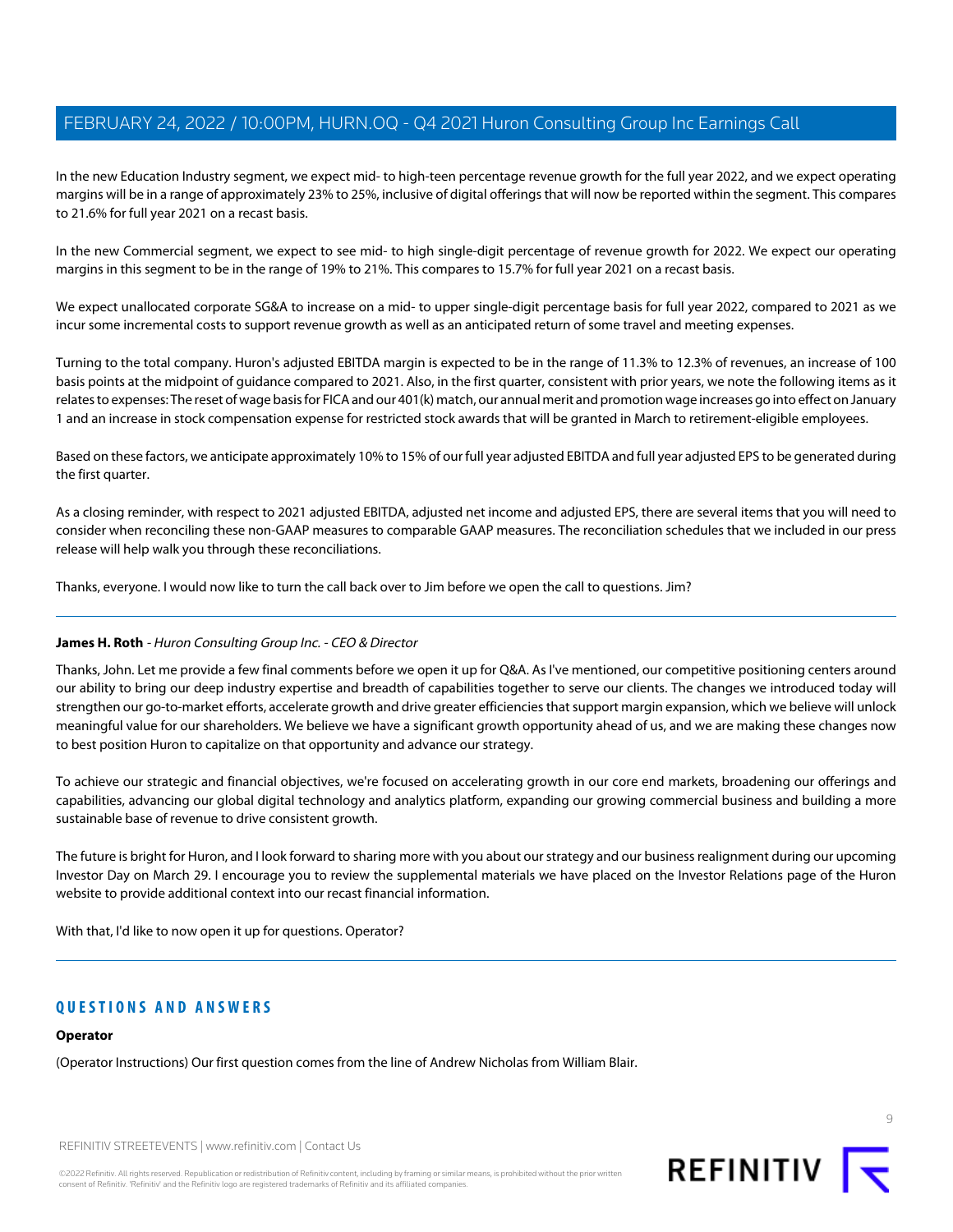In the new Education Industry segment, we expect mid- to high-teen percentage revenue growth for the full year 2022, and we expect operating margins will be in a range of approximately 23% to 25%, inclusive of digital offerings that will now be reported within the segment. This compares to 21.6% for full year 2021 on a recast basis.

In the new Commercial segment, we expect to see mid- to high single-digit percentage of revenue growth for 2022. We expect our operating margins in this segment to be in the range of 19% to 21%. This compares to 15.7% for full year 2021 on a recast basis.

We expect unallocated corporate SG&A to increase on a mid- to upper single-digit percentage basis for full year 2022, compared to 2021 as we incur some incremental costs to support revenue growth as well as an anticipated return of some travel and meeting expenses.

Turning to the total company. Huron's adjusted EBITDA margin is expected to be in the range of 11.3% to 12.3% of revenues, an increase of 100 basis points at the midpoint of guidance compared to 2021. Also, in the first quarter, consistent with prior years, we note the following items as it relates to expenses: The reset of wage basis for FICA and our 401(k) match, our annual merit and promotion wage increases go into effect on January 1 and an increase in stock compensation expense for restricted stock awards that will be granted in March to retirement-eligible employees.

Based on these factors, we anticipate approximately 10% to 15% of our full year adjusted EBITDA and full year adjusted EPS to be generated during the first quarter.

As a closing reminder, with respect to 2021 adjusted EBITDA, adjusted net income and adjusted EPS, there are several items that you will need to consider when reconciling these non-GAAP measures to comparable GAAP measures. The reconciliation schedules that we included in our press release will help walk you through these reconciliations.

Thanks, everyone. I would now like to turn the call back over to Jim before we open the call to questions. Jim?

---

**James H. Roth** - *Huron Consulting Group Inc. - CEO & Director*

Thanks, John. Let me provide a few final comments before we open it up for Q&A. As I've mentioned, our competitive positioning centers around our ability to bring our deep industry expertise and breadth of capabilities together to serve our clients. The changes we introduced today will strengthen our go-to-market efforts, accelerate growth and drive greater efficiencies that support margin expansion, which we believe will unlock meaningful value for our shareholders. We believe we have a significant growth opportunity ahead of us, and we are making these changes now to best position Huron to capitalize on that opportunity and advance our strategy.

To achieve our strategic and financial objectives, we're focused on accelerating growth in our core end markets, broadening our offerings and capabilities, advancing our global digital technology and analytics platform, expanding our growing commercial business and building a more sustainable base of revenue to drive consistent growth.

The future is bright for Huron, and I look forward to sharing more with you about our strategy and our business realignment during our upcoming Investor Day on March 29. I encourage you to review the supplemental materials we have placed on the Investor Relations page of the Huron website to provide additional context into our recast financial information.

With that, I'd like to now open it up for questions. Operator?

---

## QUESTIONS AND ANSWERS

**Operator**

(Operator Instructions) Our first question comes from the line of Andrew Nicholas from William Blair.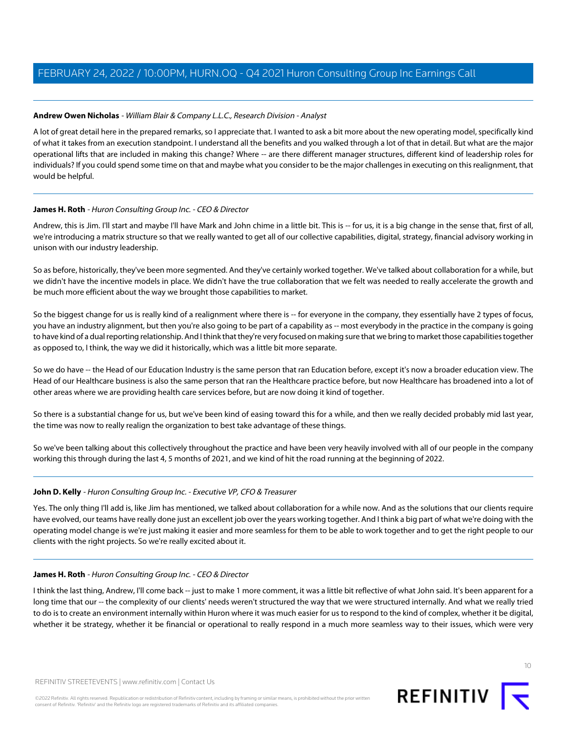**Andrew Owen Nicholas** - *William Blair & Company L.L.C., Research Division - Analyst*

A lot of great detail here in the prepared remarks, so I appreciate that. I wanted to ask a bit more about the new operating model, specifically kind of what it takes from an execution standpoint. I understand all the benefits and you walked through a lot of that in detail. But what are the major operational lifts that are included in making this change? Where -- are there different manager structures, different kind of leadership roles for individuals? If you could spend some time on that and maybe what you consider to be the major challenges in executing on this realignment, that would be helpful.

---

**James H. Roth** - *Huron Consulting Group Inc. - CEO & Director*

Andrew, this is Jim. I'll start and maybe I'll have Mark and John chime in a little bit. This is -- for us, it is a big change in the sense that, first of all, we're introducing a matrix structure so that we really wanted to get all of our collective capabilities, digital, strategy, financial advisory working in unison with our industry leadership.

So as before, historically, they've been more segmented. And they've certainly worked together. We've talked about collaboration for a while, but we didn't have the incentive models in place. We didn't have the true collaboration that we felt was needed to really accelerate the growth and be much more efficient about the way we brought those capabilities to market.

So the biggest change for us is really kind of a realignment where there is -- for everyone in the company, they essentially have 2 types of focus, you have an industry alignment, but then you're also going to be part of a capability as -- most everybody in the practice in the company is going to have kind of a dual reporting relationship. And I think that they're very focused on making sure that we bring to market those capabilities together as opposed to, I think, the way we did it historically, which was a little bit more separate.

So we do have -- the Head of our Education Industry is the same person that ran Education before, except it's now a broader education view. The Head of our Healthcare business is also the same person that ran the Healthcare practice before, but now Healthcare has broadened into a lot of other areas where we are providing health care services before, but are now doing it kind of together.

So there is a substantial change for us, but we've been kind of easing toward this for a while, and then we really decided probably mid last year, the time was now to really realign the organization to best take advantage of these things.

So we've been talking about this collectively throughout the practice and have been very heavily involved with all of our people in the company working this through during the last 4, 5 months of 2021, and we kind of hit the road running at the beginning of 2022.

---

**John D. Kelly** - *Huron Consulting Group Inc. - Executive VP, CFO & Treasurer*

Yes. The only thing I'll add is, like Jim has mentioned, we talked about collaboration for a while now. And as the solutions that our clients require have evolved, our teams have really done just an excellent job over the years working together. And I think a big part of what we're doing with the operating model change is we're just making it easier and more seamless for them to be able to work together and to get the right people to our clients with the right projects. So we're really excited about it.

---

**James H. Roth** - *Huron Consulting Group Inc. - CEO & Director*

I think the last thing, Andrew, I'll come back -- just to make 1 more comment, it was a little bit reflective of what John said. It's been apparent for a long time that our -- the complexity of our clients' needs weren't structured the way that we were structured internally. And what we really tried to do is to create an environment internally within Huron where it was much easier for us to respond to the kind of complex, whether it be digital, whether it be strategy, whether it be financial or operational to really respond in a much more seamless way to their issues, which were very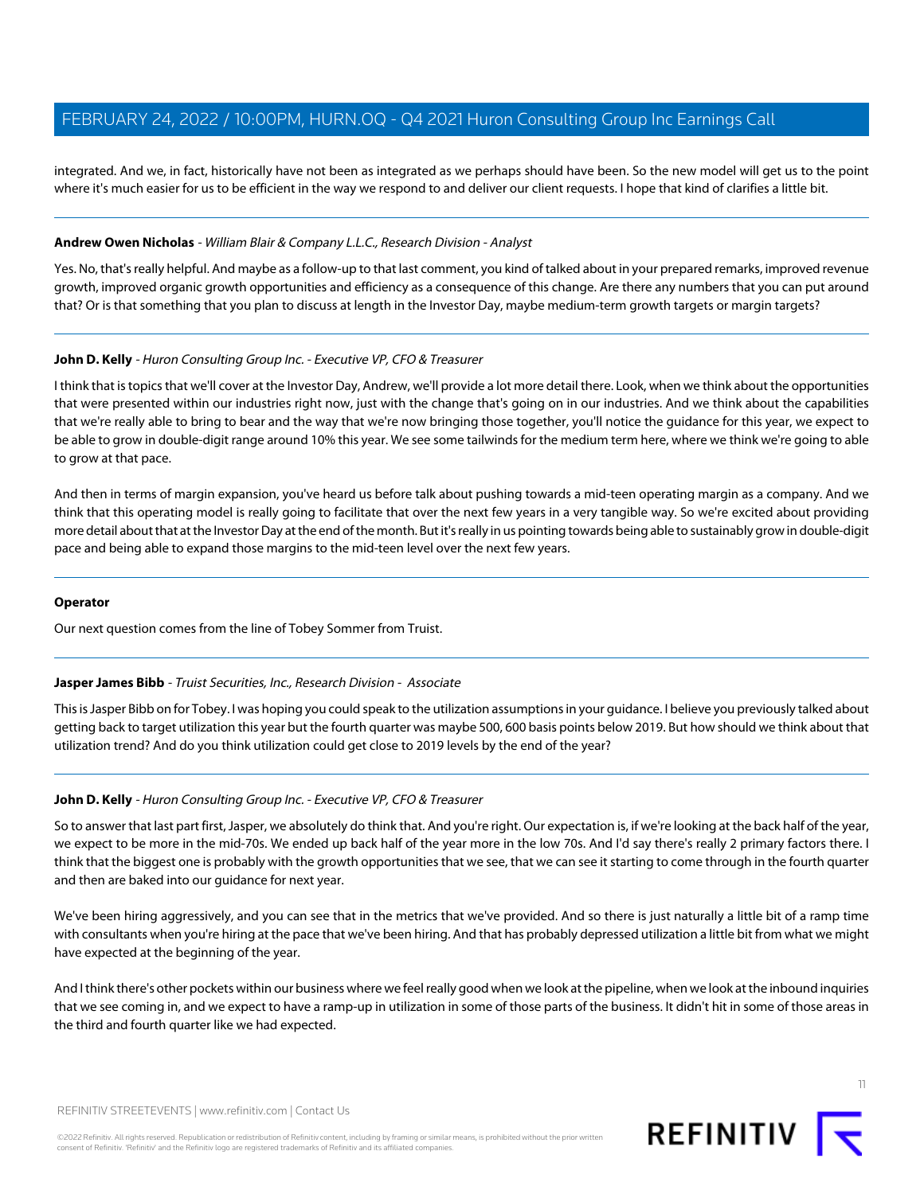integrated. And we, in fact, historically have not been as integrated as we perhaps should have been. So the new model will get us to the point where it's much easier for us to be efficient in the way we respond to and deliver our client requests. I hope that kind of clarifies a little bit.

---

**Andrew Owen Nicholas** - *William Blair & Company L.L.C., Research Division - Analyst*

Yes. No, that's really helpful. And maybe as a follow-up to that last comment, you kind of talked about in your prepared remarks, improved revenue growth, improved organic growth opportunities and efficiency as a consequence of this change. Are there any numbers that you can put around that? Or is that something that you plan to discuss at length in the Investor Day, maybe medium-term growth targets or margin targets?

---

**John D. Kelly** - *Huron Consulting Group Inc. - Executive VP, CFO & Treasurer*

I think that is topics that we'll cover at the Investor Day, Andrew, we'll provide a lot more detail there. Look, when we think about the opportunities that were presented within our industries right now, just with the change that's going on in our industries. And we think about the capabilities that we're really able to bring to bear and the way that we're now bringing those together, you'll notice the guidance for this year, we expect to be able to grow in double-digit range around 10% this year. We see some tailwinds for the medium term here, where we think we're going to able to grow at that pace.

And then in terms of margin expansion, you've heard us before talk about pushing towards a mid-teen operating margin as a company. And we think that this operating model is really going to facilitate that over the next few years in a very tangible way. So we're excited about providing more detail about that at the Investor Day at the end of the month. But it's really in us pointing towards being able to sustainably grow in double-digit pace and being able to expand those margins to the mid-teen level over the next few years.

---

**Operator**

Our next question comes from the line of Tobey Sommer from Truist.

---

**Jasper James Bibb** - *Truist Securities, Inc., Research Division - Associate*

This is Jasper Bibb on for Tobey. I was hoping you could speak to the utilization assumptions in your guidance. I believe you previously talked about getting back to target utilization this year but the fourth quarter was maybe 500, 600 basis points below 2019. But how should we think about that utilization trend? And do you think utilization could get close to 2019 levels by the end of the year?

---

**John D. Kelly** - *Huron Consulting Group Inc. - Executive VP, CFO & Treasurer*

So to answer that last part first, Jasper, we absolutely do think that. And you're right. Our expectation is, if we're looking at the back half of the year, we expect to be more in the mid-70s. We ended up back half of the year more in the low 70s. And I'd say there's really 2 primary factors there. I think that the biggest one is probably with the growth opportunities that we see, that we can see it starting to come through in the fourth quarter and then are baked into our guidance for next year.

We've been hiring aggressively, and you can see that in the metrics that we've provided. And so there is just naturally a little bit of a ramp time with consultants when you're hiring at the pace that we've been hiring. And that has probably depressed utilization a little bit from what we might have expected at the beginning of the year.

And I think there's other pockets within our business where we feel really good when we look at the pipeline, when we look at the inbound inquiries that we see coming in, and we expect to have a ramp-up in utilization in some of those parts of the business. It didn't hit in some of those areas in the third and fourth quarter like we had expected.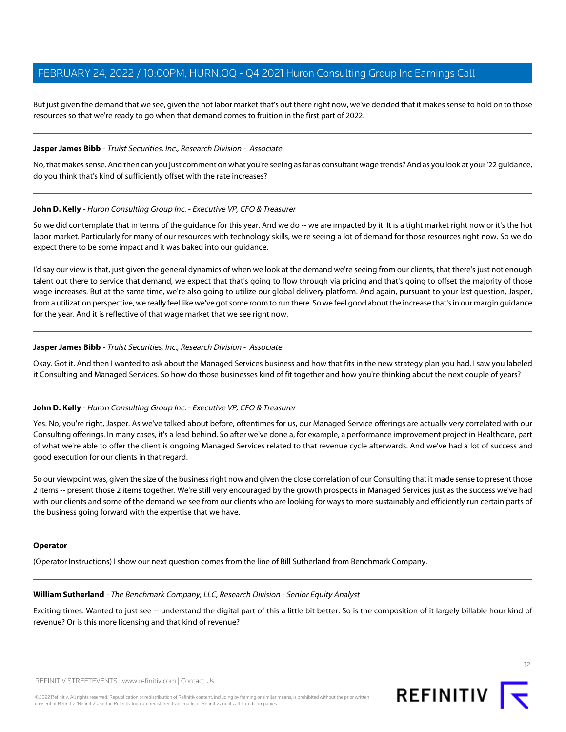But just given the demand that we see, given the hot labor market that's out there right now, we've decided that it makes sense to hold on to those resources so that we're ready to go when that demand comes to fruition in the first part of 2022.

---

**Jasper James Bibb** - *Truist Securities, Inc., Research Division - Associate*

No, that makes sense. And then can you just comment on what you're seeing as far as consultant wage trends? And as you look at your '22 guidance, do you think that's kind of sufficiently offset with the rate increases?

---

**John D. Kelly** - *Huron Consulting Group Inc. - Executive VP, CFO & Treasurer*

So we did contemplate that in terms of the guidance for this year. And we do -- we are impacted by it. It is a tight market right now or it's the hot labor market. Particularly for many of our resources with technology skills, we're seeing a lot of demand for those resources right now. So we do expect there to be some impact and it was baked into our guidance.

I'd say our view is that, just given the general dynamics of when we look at the demand we're seeing from our clients, that there's just not enough talent out there to service that demand, we expect that that's going to flow through via pricing and that's going to offset the majority of those wage increases. But at the same time, we're also going to utilize our global delivery platform. And again, pursuant to your last question, Jasper, from a utilization perspective, we really feel like we've got some room to run there. So we feel good about the increase that's in our margin guidance for the year. And it is reflective of that wage market that we see right now.

---

**Jasper James Bibb** - *Truist Securities, Inc., Research Division - Associate*

Okay. Got it. And then I wanted to ask about the Managed Services business and how that fits in the new strategy plan you had. I saw you labeled it Consulting and Managed Services. So how do those businesses kind of fit together and how you're thinking about the next couple of years?

---

**John D. Kelly** - *Huron Consulting Group Inc. - Executive VP, CFO & Treasurer*

Yes. No, you're right, Jasper. As we've talked about before, oftentimes for us, our Managed Service offerings are actually very correlated with our Consulting offerings. In many cases, it's a lead behind. So after we've done a, for example, a performance improvement project in Healthcare, part of what we're able to offer the client is ongoing Managed Services related to that revenue cycle afterwards. And we've had a lot of success and good execution for our clients in that regard.

So our viewpoint was, given the size of the business right now and given the close correlation of our Consulting that it made sense to present those 2 items -- present those 2 items together. We're still very encouraged by the growth prospects in Managed Services just as the success we've had with our clients and some of the demand we see from our clients who are looking for ways to more sustainably and efficiently run certain parts of the business going forward with the expertise that we have.

---

**Operator**

(Operator Instructions) I show our next question comes from the line of Bill Sutherland from Benchmark Company.

---

**William Sutherland** - *The Benchmark Company, LLC, Research Division - Senior Equity Analyst*

Exciting times. Wanted to just see -- understand the digital part of this a little bit better. So is the composition of it largely billable hour kind of revenue? Or is this more licensing and that kind of revenue?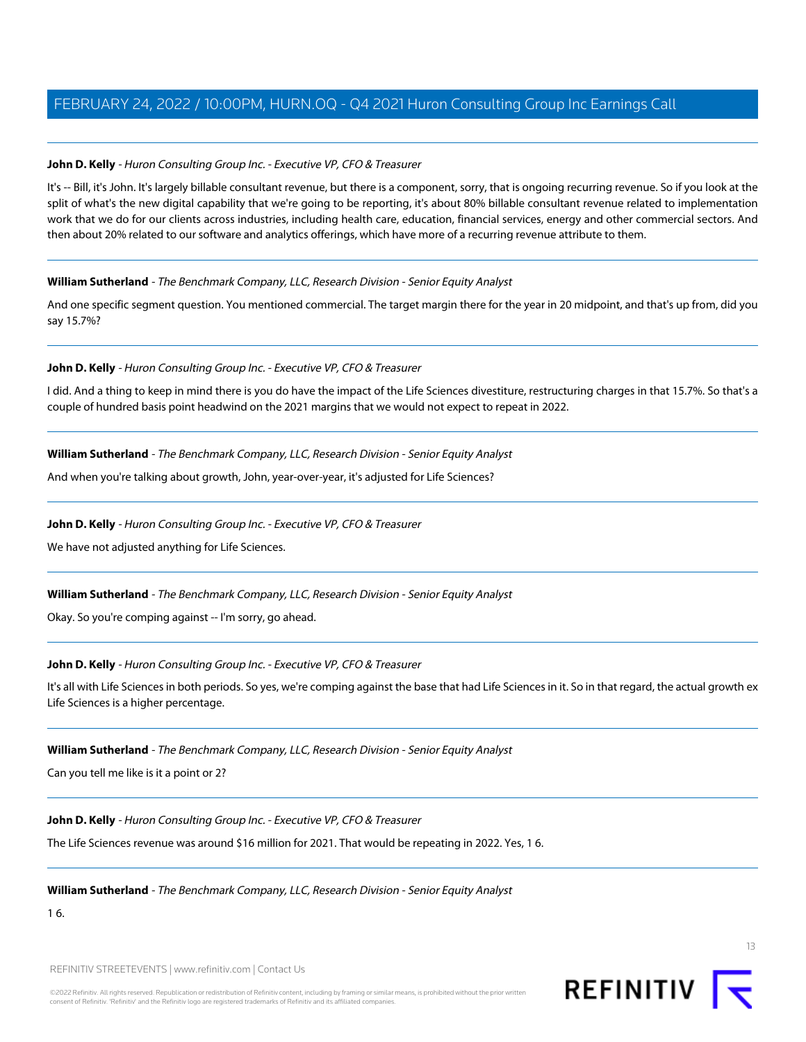**John D. Kelly** - *Huron Consulting Group Inc. - Executive VP, CFO & Treasurer*

It's -- Bill, it's John. It's largely billable consultant revenue, but there is a component, sorry, that is ongoing recurring revenue. So if you look at the split of what's the new digital capability that we're going to be reporting, it's about 80% billable consultant revenue related to implementation work that we do for our clients across industries, including health care, education, financial services, energy and other commercial sectors. And then about 20% related to our software and analytics offerings, which have more of a recurring revenue attribute to them.

---

**William Sutherland** - *The Benchmark Company, LLC, Research Division - Senior Equity Analyst*

And one specific segment question. You mentioned commercial. The target margin there for the year in 20 midpoint, and that's up from, did you say 15.7%?

---

**John D. Kelly** - *Huron Consulting Group Inc. - Executive VP, CFO & Treasurer*

I did. And a thing to keep in mind there is you do have the impact of the Life Sciences divestiture, restructuring charges in that 15.7%. So that's a couple of hundred basis point headwind on the 2021 margins that we would not expect to repeat in 2022.

---

**William Sutherland** - *The Benchmark Company, LLC, Research Division - Senior Equity Analyst*

And when you're talking about growth, John, year-over-year, it's adjusted for Life Sciences?

---

**John D. Kelly** - *Huron Consulting Group Inc. - Executive VP, CFO & Treasurer*

We have not adjusted anything for Life Sciences.

---

**William Sutherland** - *The Benchmark Company, LLC, Research Division - Senior Equity Analyst*

Okay. So you're comping against -- I'm sorry, go ahead.

---

**John D. Kelly** - *Huron Consulting Group Inc. - Executive VP, CFO & Treasurer*

It's all with Life Sciences in both periods. So yes, we're comping against the base that had Life Sciences in it. So in that regard, the actual growth ex Life Sciences is a higher percentage.

---

**William Sutherland** - *The Benchmark Company, LLC, Research Division - Senior Equity Analyst*

Can you tell me like is it a point or 2?

---

**John D. Kelly** - *Huron Consulting Group Inc. - Executive VP, CFO & Treasurer*

The Life Sciences revenue was around $16 million for 2021. That would be repeating in 2022. Yes, 1 6.

---

**William Sutherland** - *The Benchmark Company, LLC, Research Division - Senior Equity Analyst*

1 6.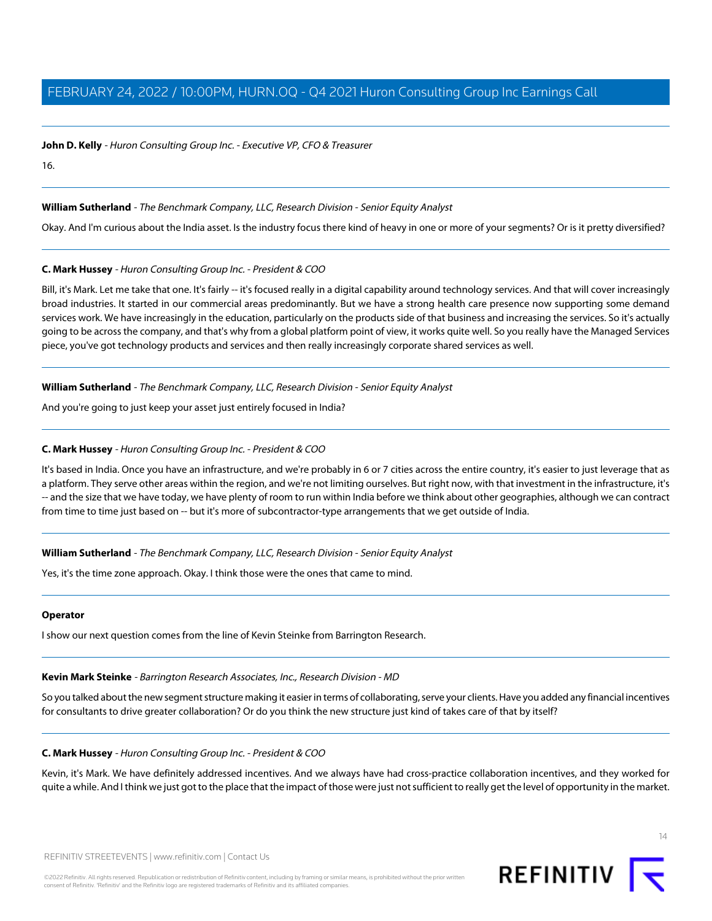**John D. Kelly** - *Huron Consulting Group Inc. - Executive VP, CFO & Treasurer*

16.

---

**William Sutherland** - *The Benchmark Company, LLC, Research Division - Senior Equity Analyst*

Okay. And I'm curious about the India asset. Is the industry focus there kind of heavy in one or more of your segments? Or is it pretty diversified?

---

**C. Mark Hussey** - *Huron Consulting Group Inc. - President & COO*

Bill, it's Mark. Let me take that one. It's fairly -- it's focused really in a digital capability around technology services. And that will cover increasingly broad industries. It started in our commercial areas predominantly. But we have a strong health care presence now supporting some demand services work. We have increasingly in the education, particularly on the products side of that business and increasing the services. So it's actually going to be across the company, and that's why from a global platform point of view, it works quite well. So you really have the Managed Services piece, you've got technology products and services and then really increasingly corporate shared services as well.

---

**William Sutherland** - *The Benchmark Company, LLC, Research Division - Senior Equity Analyst*

And you're going to just keep your asset just entirely focused in India?

---

**C. Mark Hussey** - *Huron Consulting Group Inc. - President & COO*

It's based in India. Once you have an infrastructure, and we're probably in 6 or 7 cities across the entire country, it's easier to just leverage that as a platform. They serve other areas within the region, and we're not limiting ourselves. But right now, with that investment in the infrastructure, it's -- and the size that we have today, we have plenty of room to run within India before we think about other geographies, although we can contract from time to time just based on -- but it's more of subcontractor-type arrangements that we get outside of India.

---

**William Sutherland** - *The Benchmark Company, LLC, Research Division - Senior Equity Analyst*

Yes, it's the time zone approach. Okay. I think those were the ones that came to mind.

---

**Operator**

I show our next question comes from the line of Kevin Steinke from Barrington Research.

---

**Kevin Mark Steinke** - *Barrington Research Associates, Inc., Research Division - MD*

So you talked about the new segment structure making it easier in terms of collaborating, serve your clients. Have you added any financial incentives for consultants to drive greater collaboration? Or do you think the new structure just kind of takes care of that by itself?

---

**C. Mark Hussey** - *Huron Consulting Group Inc. - President & COO*

Kevin, it's Mark. We have definitely addressed incentives. And we always have had cross-practice collaboration incentives, and they worked for quite a while. And I think we just got to the place that the impact of those were just not sufficient to really get the level of opportunity in the market.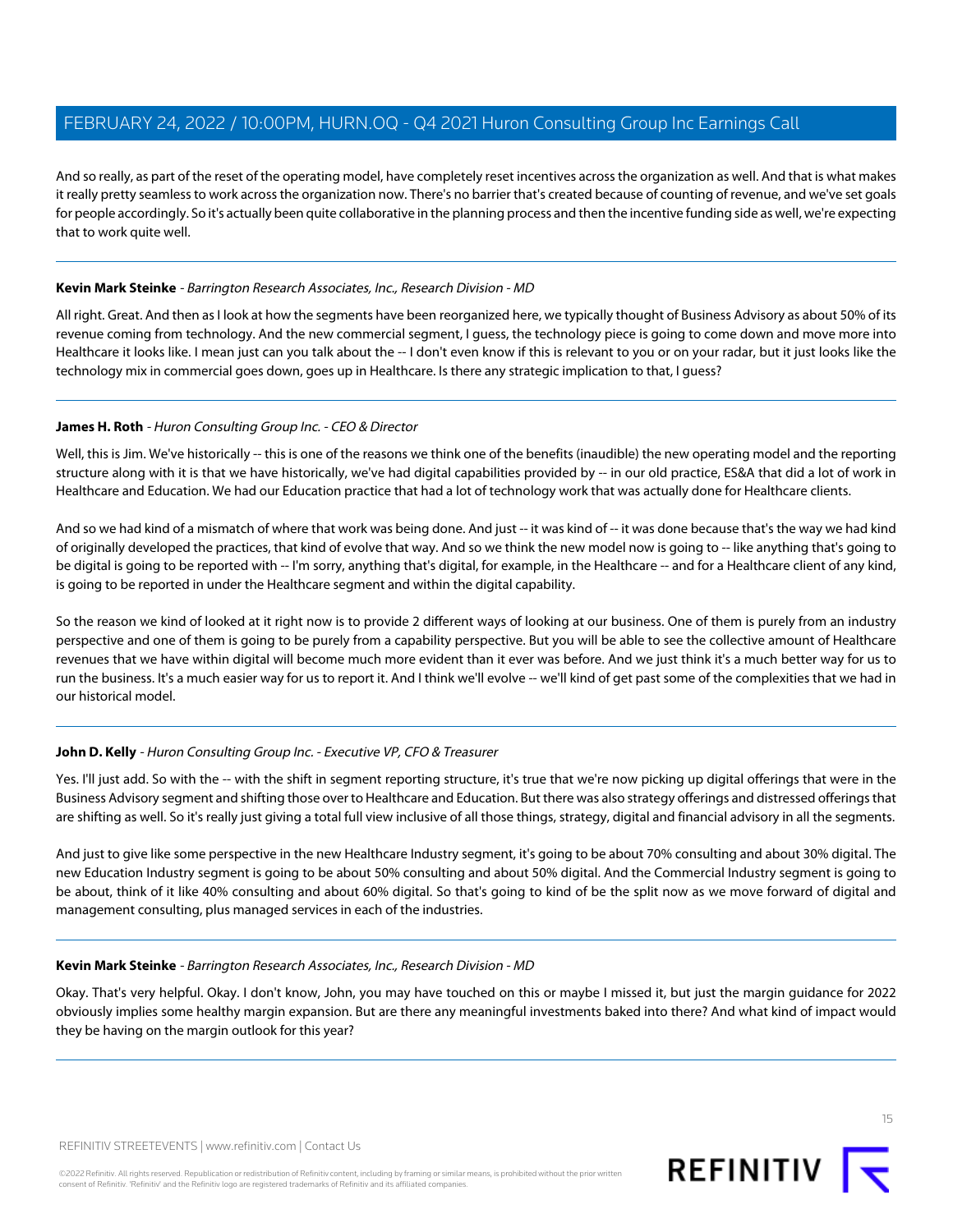And so really, as part of the reset of the operating model, have completely reset incentives across the organization as well. And that is what makes it really pretty seamless to work across the organization now. There's no barrier that's created because of counting of revenue, and we've set goals for people accordingly. So it's actually been quite collaborative in the planning process and then the incentive funding side as well, we're expecting that to work quite well.

---

**Kevin Mark Steinke** - *Barrington Research Associates, Inc., Research Division - MD*

All right. Great. And then as I look at how the segments have been reorganized here, we typically thought of Business Advisory as about 50% of its revenue coming from technology. And the new commercial segment, I guess, the technology piece is going to come down and move more into Healthcare it looks like. I mean just can you talk about the -- I don't even know if this is relevant to you or on your radar, but it just looks like the technology mix in commercial goes down, goes up in Healthcare. Is there any strategic implication to that, I guess?

---

**James H. Roth** - *Huron Consulting Group Inc. - CEO & Director*

Well, this is Jim. We've historically -- this is one of the reasons we think one of the benefits (inaudible) the new operating model and the reporting structure along with it is that we have historically, we've had digital capabilities provided by -- in our old practice, ES&A that did a lot of work in Healthcare and Education. We had our Education practice that had a lot of technology work that was actually done for Healthcare clients.

And so we had kind of a mismatch of where that work was being done. And just -- it was kind of -- it was done because that's the way we had kind of originally developed the practices, that kind of evolve that way. And so we think the new model now is going to -- like anything that's going to be digital is going to be reported with -- I'm sorry, anything that's digital, for example, in the Healthcare -- and for a Healthcare client of any kind, is going to be reported in under the Healthcare segment and within the digital capability.

So the reason we kind of looked at it right now is to provide 2 different ways of looking at our business. One of them is purely from an industry perspective and one of them is going to be purely from a capability perspective. But you will be able to see the collective amount of Healthcare revenues that we have within digital will become much more evident than it ever was before. And we just think it's a much better way for us to run the business. It's a much easier way for us to report it. And I think we'll evolve -- we'll kind of get past some of the complexities that we had in our historical model.

---

**John D. Kelly** - *Huron Consulting Group Inc. - Executive VP, CFO & Treasurer*

Yes. I'll just add. So with the -- with the shift in segment reporting structure, it's true that we're now picking up digital offerings that were in the Business Advisory segment and shifting those over to Healthcare and Education. But there was also strategy offerings and distressed offerings that are shifting as well. So it's really just giving a total full view inclusive of all those things, strategy, digital and financial advisory in all the segments.

And just to give like some perspective in the new Healthcare Industry segment, it's going to be about 70% consulting and about 30% digital. The new Education Industry segment is going to be about 50% consulting and about 50% digital. And the Commercial Industry segment is going to be about, think of it like 40% consulting and about 60% digital. So that's going to kind of be the split now as we move forward of digital and management consulting, plus managed services in each of the industries.

---

**Kevin Mark Steinke** - *Barrington Research Associates, Inc., Research Division - MD*

Okay. That's very helpful. Okay. I don't know, John, you may have touched on this or maybe I missed it, but just the margin guidance for 2022 obviously implies some healthy margin expansion. But are there any meaningful investments baked into there? And what kind of impact would they be having on the margin outlook for this year?

---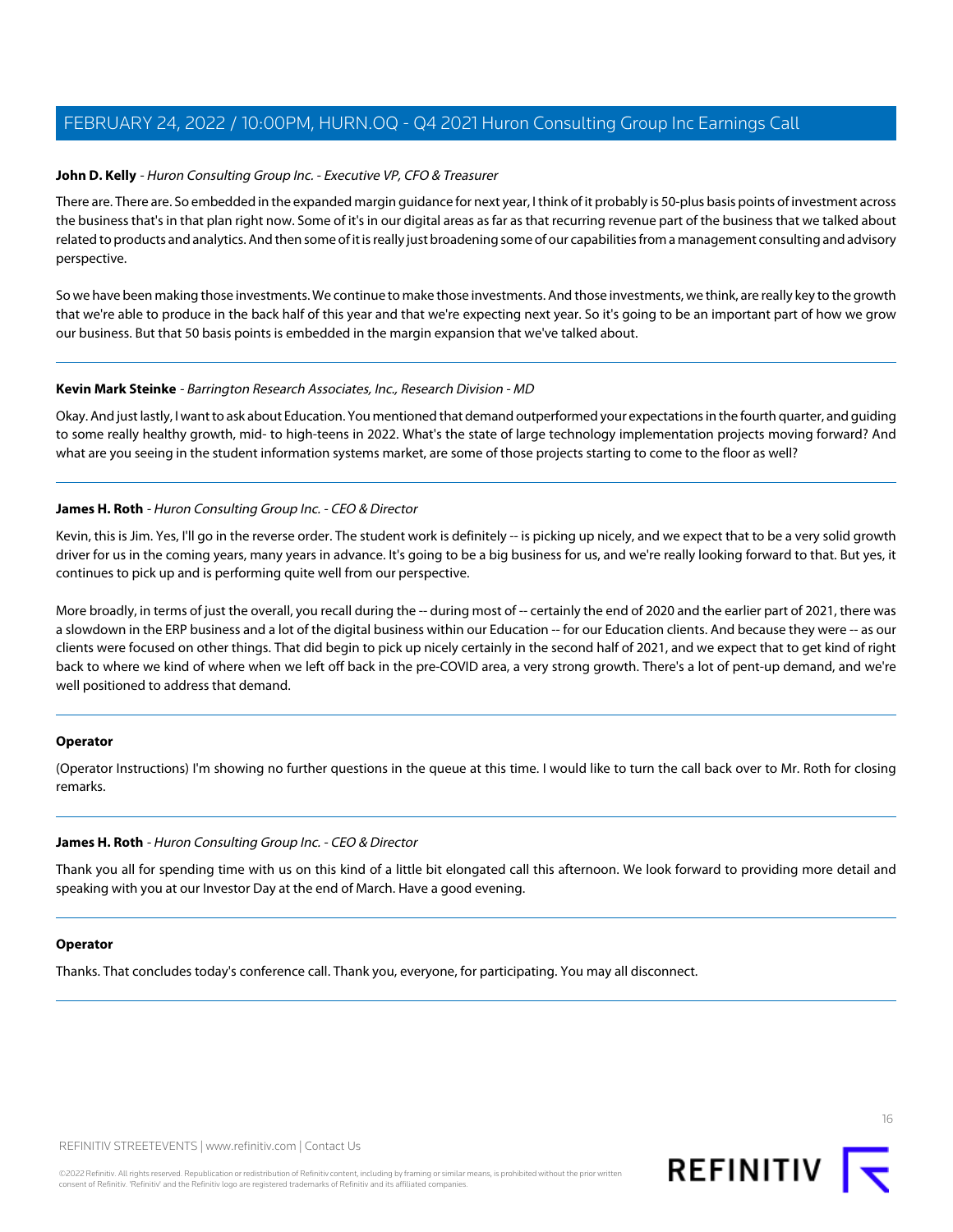**John D. Kelly** - *Huron Consulting Group Inc. - Executive VP, CFO & Treasurer*

There are. There are. So embedded in the expanded margin guidance for next year, I think of it probably is 50-plus basis points of investment across the business that's in that plan right now. Some of it's in our digital areas as far as that recurring revenue part of the business that we talked about related to products and analytics. And then some of it is really just broadening some of our capabilities from a management consulting and advisory perspective.

So we have been making those investments. We continue to make those investments. And those investments, we think, are really key to the growth that we're able to produce in the back half of this year and that we're expecting next year. So it's going to be an important part of how we grow our business. But that 50 basis points is embedded in the margin expansion that we've talked about.

---

**Kevin Mark Steinke** - *Barrington Research Associates, Inc., Research Division - MD*

Okay. And just lastly, I want to ask about Education. You mentioned that demand outperformed your expectations in the fourth quarter, and guiding to some really healthy growth, mid- to high-teens in 2022. What's the state of large technology implementation projects moving forward? And what are you seeing in the student information systems market, are some of those projects starting to come to the floor as well?

---

**James H. Roth** - *Huron Consulting Group Inc. - CEO & Director*

Kevin, this is Jim. Yes, I'll go in the reverse order. The student work is definitely -- is picking up nicely, and we expect that to be a very solid growth driver for us in the coming years, many years in advance. It's going to be a big business for us, and we're really looking forward to that. But yes, it continues to pick up and is performing quite well from our perspective.

More broadly, in terms of just the overall, you recall during the -- during most of -- certainly the end of 2020 and the earlier part of 2021, there was a slowdown in the ERP business and a lot of the digital business within our Education -- for our Education clients. And because they were -- as our clients were focused on other things. That did begin to pick up nicely certainly in the second half of 2021, and we expect that to get kind of right back to where we kind of where when we left off back in the pre-COVID area, a very strong growth. There's a lot of pent-up demand, and we're well positioned to address that demand.

---

**Operator**

(Operator Instructions) I'm showing no further questions in the queue at this time. I would like to turn the call back over to Mr. Roth for closing remarks.

---

**James H. Roth** - *Huron Consulting Group Inc. - CEO & Director*

Thank you all for spending time with us on this kind of a little bit elongated call this afternoon. We look forward to providing more detail and speaking with you at our Investor Day at the end of March. Have a good evening.

---

**Operator**

Thanks. That concludes today's conference call. Thank you, everyone, for participating. You may all disconnect.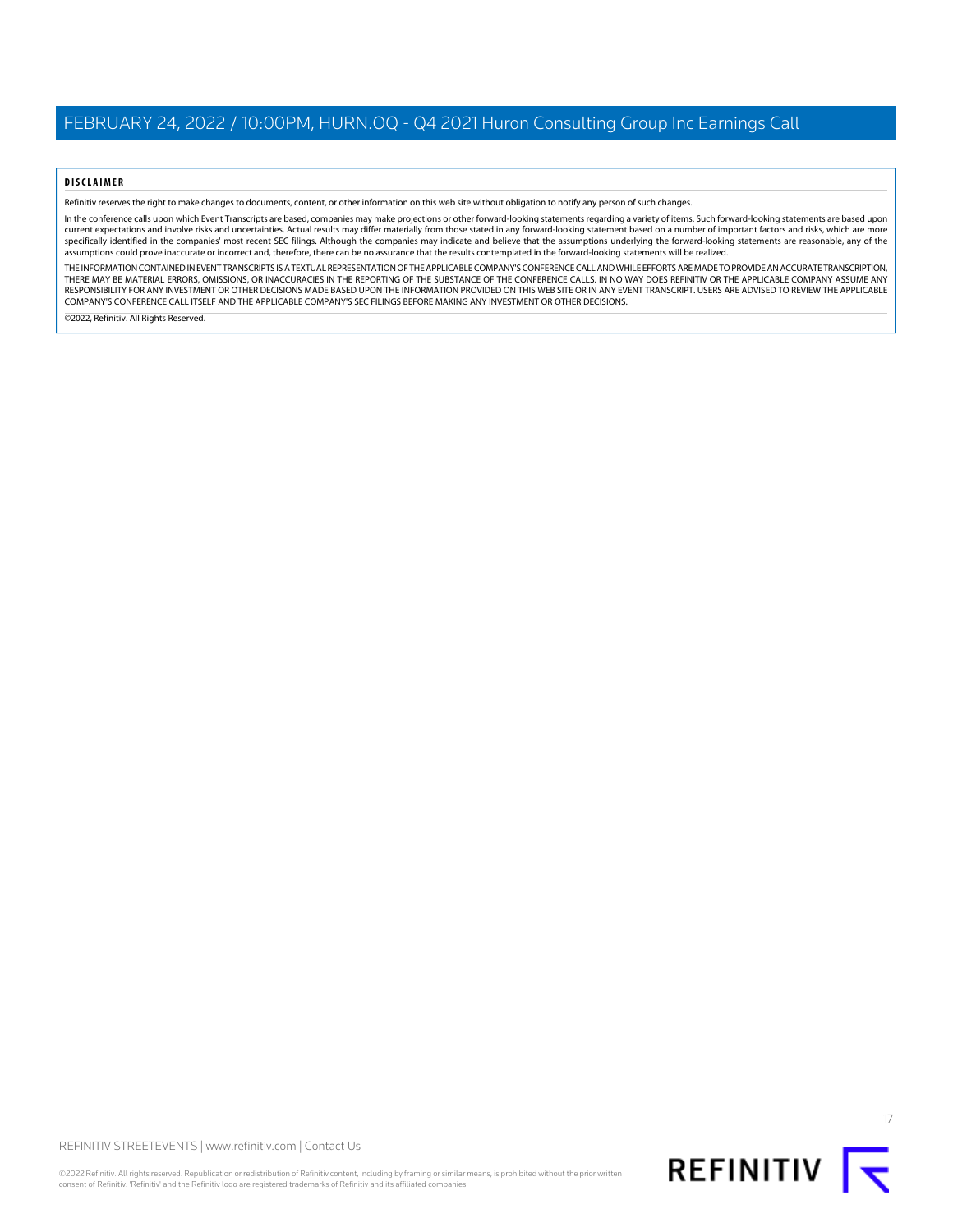## DISCLAIMER

Refinitiv reserves the right to make changes to documents, content, or other information on this web site without obligation to notify any person of such changes.

In the conference calls upon which Event Transcripts are based, companies may make projections or other forward-looking statements regarding a variety of items. Such forward-looking statements are based upon current expectations and involve risks and uncertainties. Actual results may differ materially from those stated in any forward-looking statement based on a number of important factors and risks, which are more specifically identified in the companies' most recent SEC filings. Although the companies may indicate and believe that the assumptions underlying the forward-looking statements are reasonable, any of the assumptions could prove inaccurate or incorrect and, therefore, there can be no assurance that the results contemplated in the forward-looking statements will be realized.

THE INFORMATION CONTAINED IN EVENT TRANSCRIPTS IS A TEXTUAL REPRESENTATION OF THE APPLICABLE COMPANY'S CONFERENCE CALL AND WHILE EFFORTS ARE MADE TO PROVIDE AN ACCURATE TRANSCRIPTION, THERE MAY BE MATERIAL ERRORS, OMISSIONS, OR INACCURACIES IN THE REPORTING OF THE SUBSTANCE OF THE CONFERENCE CALLS. IN NO WAY DOES REFINITIV OR THE APPLICABLE COMPANY ASSUME ANY RESPONSIBILITY FOR ANY INVESTMENT OR OTHER DECISIONS MADE BASED UPON THE INFORMATION PROVIDED ON THIS WEB SITE OR IN ANY EVENT TRANSCRIPT. USERS ARE ADVISED TO REVIEW THE APPLICABLE COMPANY'S CONFERENCE CALL ITSELF AND THE APPLICABLE COMPANY'S SEC FILINGS BEFORE MAKING ANY INVESTMENT OR OTHER DECISIONS.

©2022, Refinitiv. All Rights Reserved.